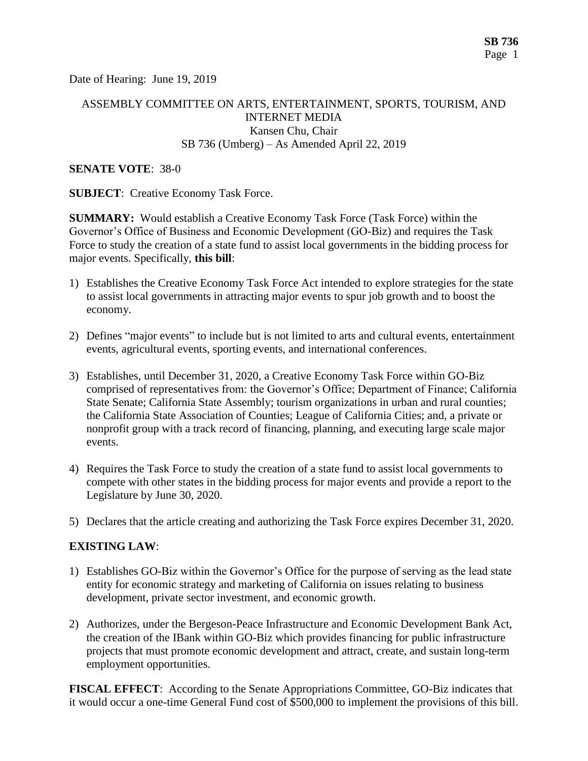Date of Hearing: June 19, 2019

ASSEMBLY COMMITTEE ON ARTS, ENTERTAINMENT, SPORTS, TOURISM, AND INTERNET MEDIA
Kansen Chu, Chair
SB 736 (Umberg) – As Amended April 22, 2019

**SENATE VOTE**: 38-0

**SUBJECT**: Creative Economy Task Force.

**SUMMARY:** Would establish a Creative Economy Task Force (Task Force) within the Governor's Office of Business and Economic Development (GO-Biz) and requires the Task Force to study the creation of a state fund to assist local governments in the bidding process for major events. Specifically, **this bill**:

1) Establishes the Creative Economy Task Force Act intended to explore strategies for the state to assist local governments in attracting major events to spur job growth and to boost the economy.

2) Defines "major events" to include but is not limited to arts and cultural events, entertainment events, agricultural events, sporting events, and international conferences.

3) Establishes, until December 31, 2020, a Creative Economy Task Force within GO-Biz comprised of representatives from: the Governor's Office; Department of Finance; California State Senate; California State Assembly; tourism organizations in urban and rural counties; the California State Association of Counties; League of California Cities; and, a private or nonprofit group with a track record of financing, planning, and executing large scale major events.

4) Requires the Task Force to study the creation of a state fund to assist local governments to compete with other states in the bidding process for major events and provide a report to the Legislature by June 30, 2020.

5) Declares that the article creating and authorizing the Task Force expires December 31, 2020.

**EXISTING LAW**:

1) Establishes GO-Biz within the Governor's Office for the purpose of serving as the lead state entity for economic strategy and marketing of California on issues relating to business development, private sector investment, and economic growth.

2) Authorizes, under the Bergeson-Peace Infrastructure and Economic Development Bank Act, the creation of the IBank within GO-Biz which provides financing for public infrastructure projects that must promote economic development and attract, create, and sustain long-term employment opportunities.

**FISCAL EFFECT**: According to the Senate Appropriations Committee, GO-Biz indicates that it would occur a one-time General Fund cost of $500,000 to implement the provisions of this bill.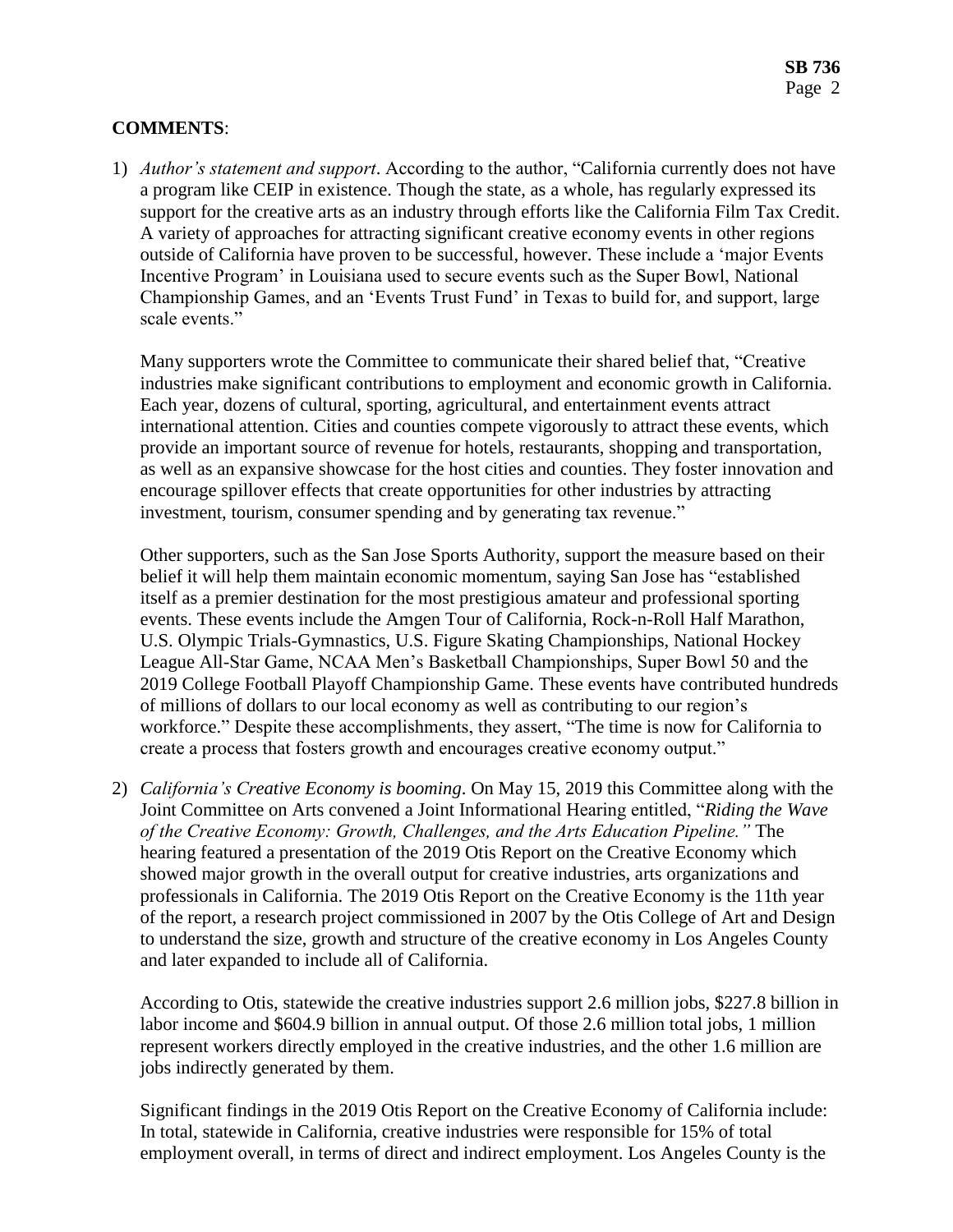**COMMENTS**:

1) *Author's statement and support*. According to the author, "California currently does not have a program like CEIP in existence. Though the state, as a whole, has regularly expressed its support for the creative arts as an industry through efforts like the California Film Tax Credit. A variety of approaches for attracting significant creative economy events in other regions outside of California have proven to be successful, however. These include a 'major Events Incentive Program' in Louisiana used to secure events such as the Super Bowl, National Championship Games, and an 'Events Trust Fund' in Texas to build for, and support, large scale events."

   Many supporters wrote the Committee to communicate their shared belief that, "Creative industries make significant contributions to employment and economic growth in California. Each year, dozens of cultural, sporting, agricultural, and entertainment events attract international attention. Cities and counties compete vigorously to attract these events, which provide an important source of revenue for hotels, restaurants, shopping and transportation, as well as an expansive showcase for the host cities and counties. They foster innovation and encourage spillover effects that create opportunities for other industries by attracting investment, tourism, consumer spending and by generating tax revenue."

   Other supporters, such as the San Jose Sports Authority, support the measure based on their belief it will help them maintain economic momentum, saying San Jose has "established itself as a premier destination for the most prestigious amateur and professional sporting events. These events include the Amgen Tour of California, Rock-n-Roll Half Marathon, U.S. Olympic Trials-Gymnastics, U.S. Figure Skating Championships, National Hockey League All-Star Game, NCAA Men's Basketball Championships, Super Bowl 50 and the 2019 College Football Playoff Championship Game. These events have contributed hundreds of millions of dollars to our local economy as well as contributing to our region's workforce." Despite these accomplishments, they assert, "The time is now for California to create a process that fosters growth and encourages creative economy output."

2) *California's Creative Economy is booming*. On May 15, 2019 this Committee along with the Joint Committee on Arts convened a Joint Informational Hearing entitled, "*Riding the Wave of the Creative Economy: Growth, Challenges, and the Arts Education Pipeline."* The hearing featured a presentation of the 2019 Otis Report on the Creative Economy which showed major growth in the overall output for creative industries, arts organizations and professionals in California. The 2019 Otis Report on the Creative Economy is the 11th year of the report, a research project commissioned in 2007 by the Otis College of Art and Design to understand the size, growth and structure of the creative economy in Los Angeles County and later expanded to include all of California.

   According to Otis, statewide the creative industries support 2.6 million jobs, $227.8 billion in labor income and $604.9 billion in annual output. Of those 2.6 million total jobs, 1 million represent workers directly employed in the creative industries, and the other 1.6 million are jobs indirectly generated by them.

   Significant findings in the 2019 Otis Report on the Creative Economy of California include: In total, statewide in California, creative industries were responsible for 15% of total employment overall, in terms of direct and indirect employment. Los Angeles County is the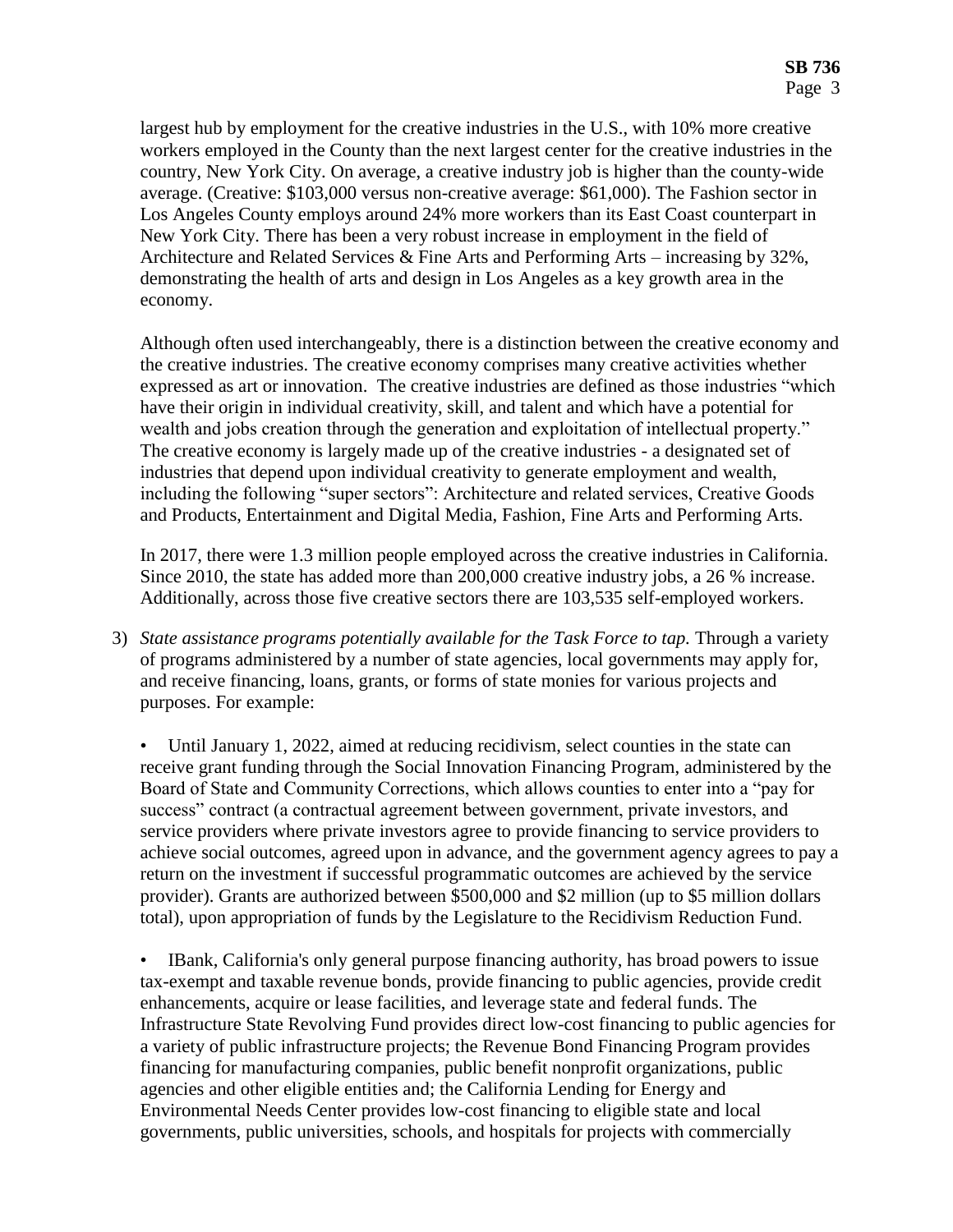largest hub by employment for the creative industries in the U.S., with 10% more creative workers employed in the County than the next largest center for the creative industries in the country, New York City. On average, a creative industry job is higher than the county-wide average. (Creative: $103,000 versus non-creative average: $61,000). The Fashion sector in Los Angeles County employs around 24% more workers than its East Coast counterpart in New York City. There has been a very robust increase in employment in the field of Architecture and Related Services & Fine Arts and Performing Arts – increasing by 32%, demonstrating the health of arts and design in Los Angeles as a key growth area in the economy.

Although often used interchangeably, there is a distinction between the creative economy and the creative industries. The creative economy comprises many creative activities whether expressed as art or innovation. The creative industries are defined as those industries "which have their origin in individual creativity, skill, and talent and which have a potential for wealth and jobs creation through the generation and exploitation of intellectual property." The creative economy is largely made up of the creative industries - a designated set of industries that depend upon individual creativity to generate employment and wealth, including the following "super sectors": Architecture and related services, Creative Goods and Products, Entertainment and Digital Media, Fashion, Fine Arts and Performing Arts.

In 2017, there were 1.3 million people employed across the creative industries in California. Since 2010, the state has added more than 200,000 creative industry jobs, a 26 % increase. Additionally, across those five creative sectors there are 103,535 self-employed workers.

3) *State assistance programs potentially available for the Task Force to tap.* Through a variety of programs administered by a number of state agencies, local governments may apply for, and receive financing, loans, grants, or forms of state monies for various projects and purposes. For example:

   - Until January 1, 2022, aimed at reducing recidivism, select counties in the state can receive grant funding through the Social Innovation Financing Program, administered by the Board of State and Community Corrections, which allows counties to enter into a "pay for success" contract (a contractual agreement between government, private investors, and service providers where private investors agree to provide financing to service providers to achieve social outcomes, agreed upon in advance, and the government agency agrees to pay a return on the investment if successful programmatic outcomes are achieved by the service provider). Grants are authorized between $500,000 and $2 million (up to $5 million dollars total), upon appropriation of funds by the Legislature to the Recidivism Reduction Fund.

   - IBank, California's only general purpose financing authority, has broad powers to issue tax-exempt and taxable revenue bonds, provide financing to public agencies, provide credit enhancements, acquire or lease facilities, and leverage state and federal funds. The Infrastructure State Revolving Fund provides direct low-cost financing to public agencies for a variety of public infrastructure projects; the Revenue Bond Financing Program provides financing for manufacturing companies, public benefit nonprofit organizations, public agencies and other eligible entities and; the California Lending for Energy and Environmental Needs Center provides low-cost financing to eligible state and local governments, public universities, schools, and hospitals for projects with commercially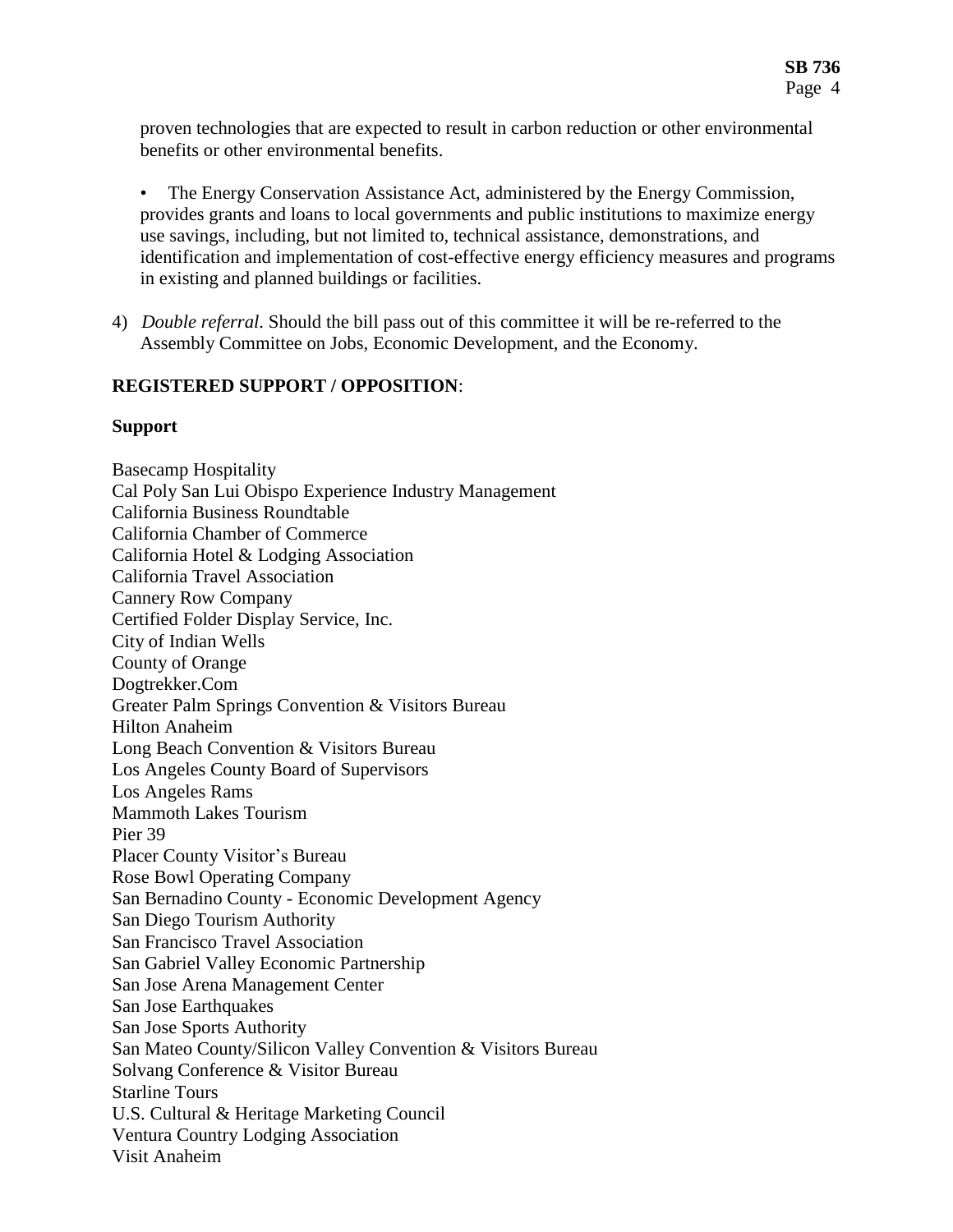proven technologies that are expected to result in carbon reduction or other environmental benefits or other environmental benefits.

- The Energy Conservation Assistance Act, administered by the Energy Commission, provides grants and loans to local governments and public institutions to maximize energy use savings, including, but not limited to, technical assistance, demonstrations, and identification and implementation of cost-effective energy efficiency measures and programs in existing and planned buildings or facilities.

4) *Double referral*. Should the bill pass out of this committee it will be re-referred to the Assembly Committee on Jobs, Economic Development, and the Economy.

**REGISTERED SUPPORT / OPPOSITION**:

**Support**

Basecamp Hospitality
Cal Poly San Lui Obispo Experience Industry Management
California Business Roundtable
California Chamber of Commerce
California Hotel & Lodging Association
California Travel Association
Cannery Row Company
Certified Folder Display Service, Inc.
City of Indian Wells
County of Orange
Dogtrekker.Com
Greater Palm Springs Convention & Visitors Bureau
Hilton Anaheim
Long Beach Convention & Visitors Bureau
Los Angeles County Board of Supervisors
Los Angeles Rams
Mammoth Lakes Tourism
Pier 39
Placer County Visitor's Bureau
Rose Bowl Operating Company
San Bernadino County - Economic Development Agency
San Diego Tourism Authority
San Francisco Travel Association
San Gabriel Valley Economic Partnership
San Jose Arena Management Center
San Jose Earthquakes
San Jose Sports Authority
San Mateo County/Silicon Valley Convention & Visitors Bureau
Solvang Conference & Visitor Bureau
Starline Tours
U.S. Cultural & Heritage Marketing Council
Ventura Country Lodging Association
Visit Anaheim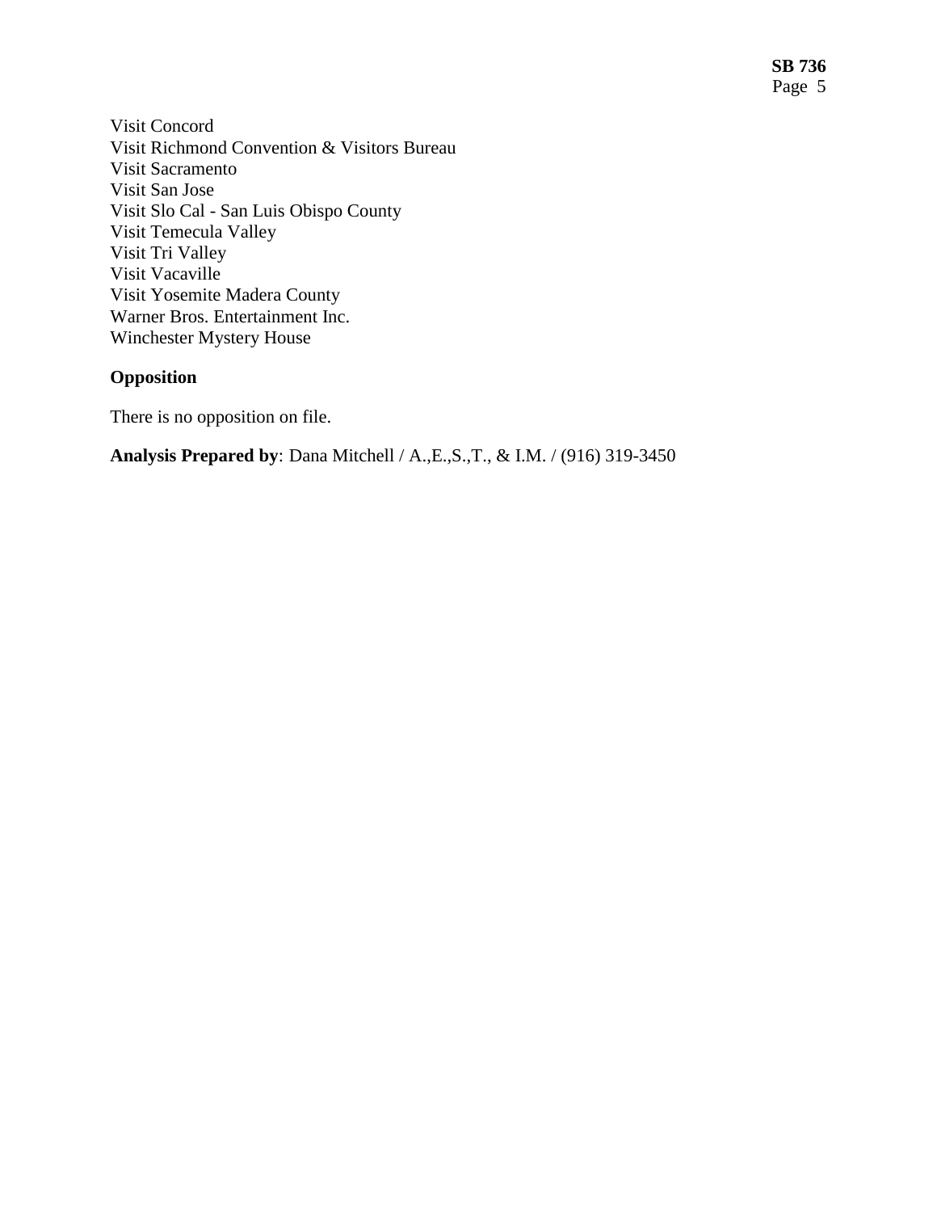Visit Concord
Visit Richmond Convention & Visitors Bureau
Visit Sacramento
Visit San Jose
Visit Slo Cal - San Luis Obispo County
Visit Temecula Valley
Visit Tri Valley
Visit Vacaville
Visit Yosemite Madera County
Warner Bros. Entertainment Inc.
Winchester Mystery House

**Opposition**

There is no opposition on file.

**Analysis Prepared by**: Dana Mitchell / A.,E.,S.,T., & I.M. / (916) 319-3450